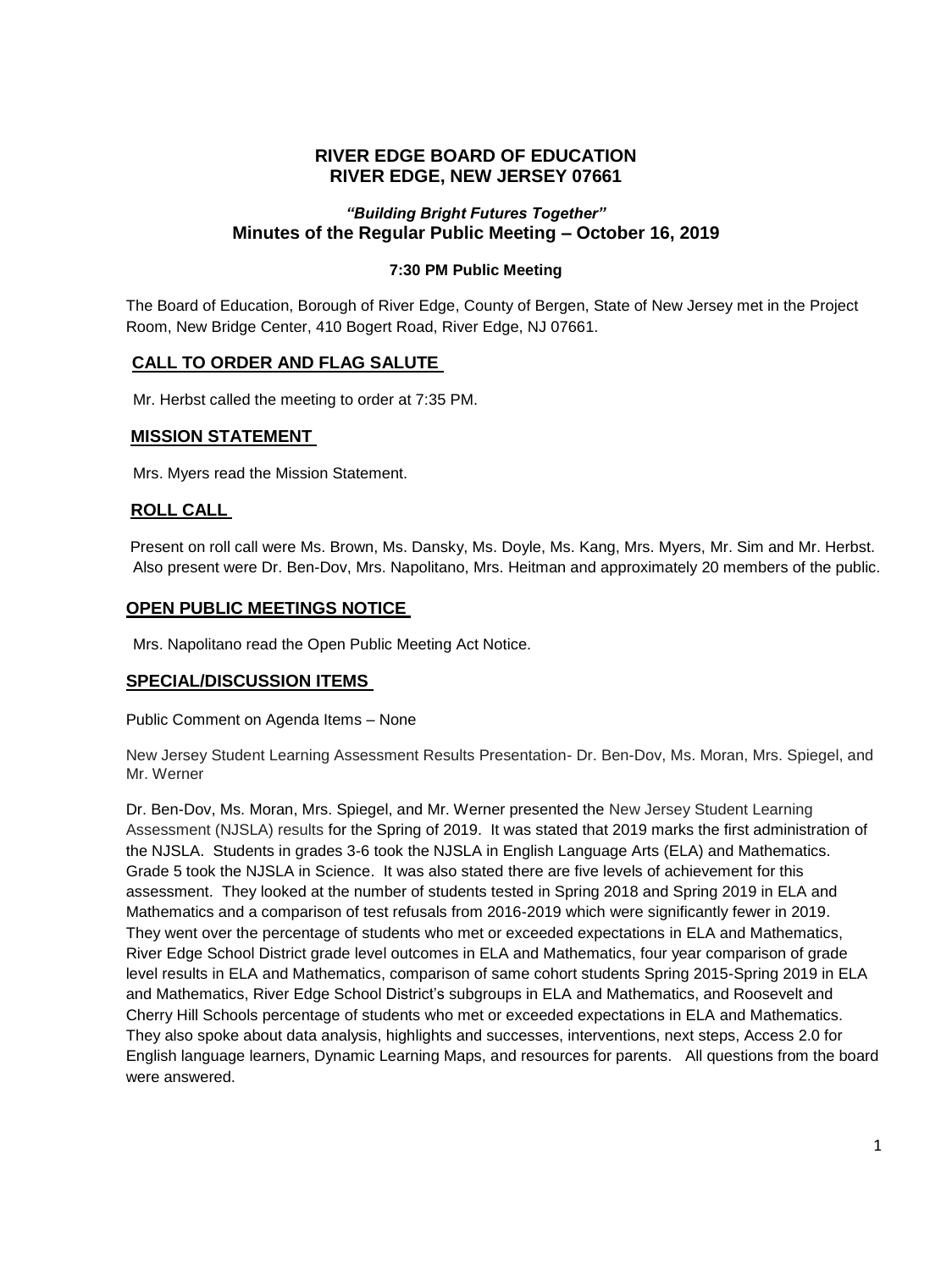# RIVER EDGE BOARD OF EDUCATION
# RIVER EDGE, NEW JERSEY 07661

### *"Building Bright Futures Together"*
### Minutes of the Regular Public Meeting – October 16, 2019

**7:30 PM Public Meeting**

The Board of Education, Borough of River Edge, County of Bergen, State of New Jersey met in the Project Room, New Bridge Center, 410 Bogert Road, River Edge, NJ 07661.

## CALL TO ORDER AND FLAG SALUTE

Mr. Herbst called the meeting to order at 7:35 PM.

## MISSION STATEMENT

Mrs. Myers read the Mission Statement.

## ROLL CALL

Present on roll call were Ms. Brown, Ms. Dansky, Ms. Doyle, Ms. Kang, Mrs. Myers, Mr. Sim and Mr. Herbst. Also present were Dr. Ben-Dov, Mrs. Napolitano, Mrs. Heitman and approximately 20 members of the public.

## OPEN PUBLIC MEETINGS NOTICE

Mrs. Napolitano read the Open Public Meeting Act Notice.

## SPECIAL/DISCUSSION ITEMS

Public Comment on Agenda Items – None

New Jersey Student Learning Assessment Results Presentation- Dr. Ben-Dov, Ms. Moran, Mrs. Spiegel, and Mr. Werner

Dr. Ben-Dov, Ms. Moran, Mrs. Spiegel, and Mr. Werner presented the New Jersey Student Learning Assessment (NJSLA) results for the Spring of 2019. It was stated that 2019 marks the first administration of the NJSLA. Students in grades 3-6 took the NJSLA in English Language Arts (ELA) and Mathematics. Grade 5 took the NJSLA in Science. It was also stated there are five levels of achievement for this assessment. They looked at the number of students tested in Spring 2018 and Spring 2019 in ELA and Mathematics and a comparison of test refusals from 2016-2019 which were significantly fewer in 2019. They went over the percentage of students who met or exceeded expectations in ELA and Mathematics, River Edge School District grade level outcomes in ELA and Mathematics, four year comparison of grade level results in ELA and Mathematics, comparison of same cohort students Spring 2015-Spring 2019 in ELA and Mathematics, River Edge School District's subgroups in ELA and Mathematics, and Roosevelt and Cherry Hill Schools percentage of students who met or exceeded expectations in ELA and Mathematics. They also spoke about data analysis, highlights and successes, interventions, next steps, Access 2.0 for English language learners, Dynamic Learning Maps, and resources for parents. All questions from the board were answered.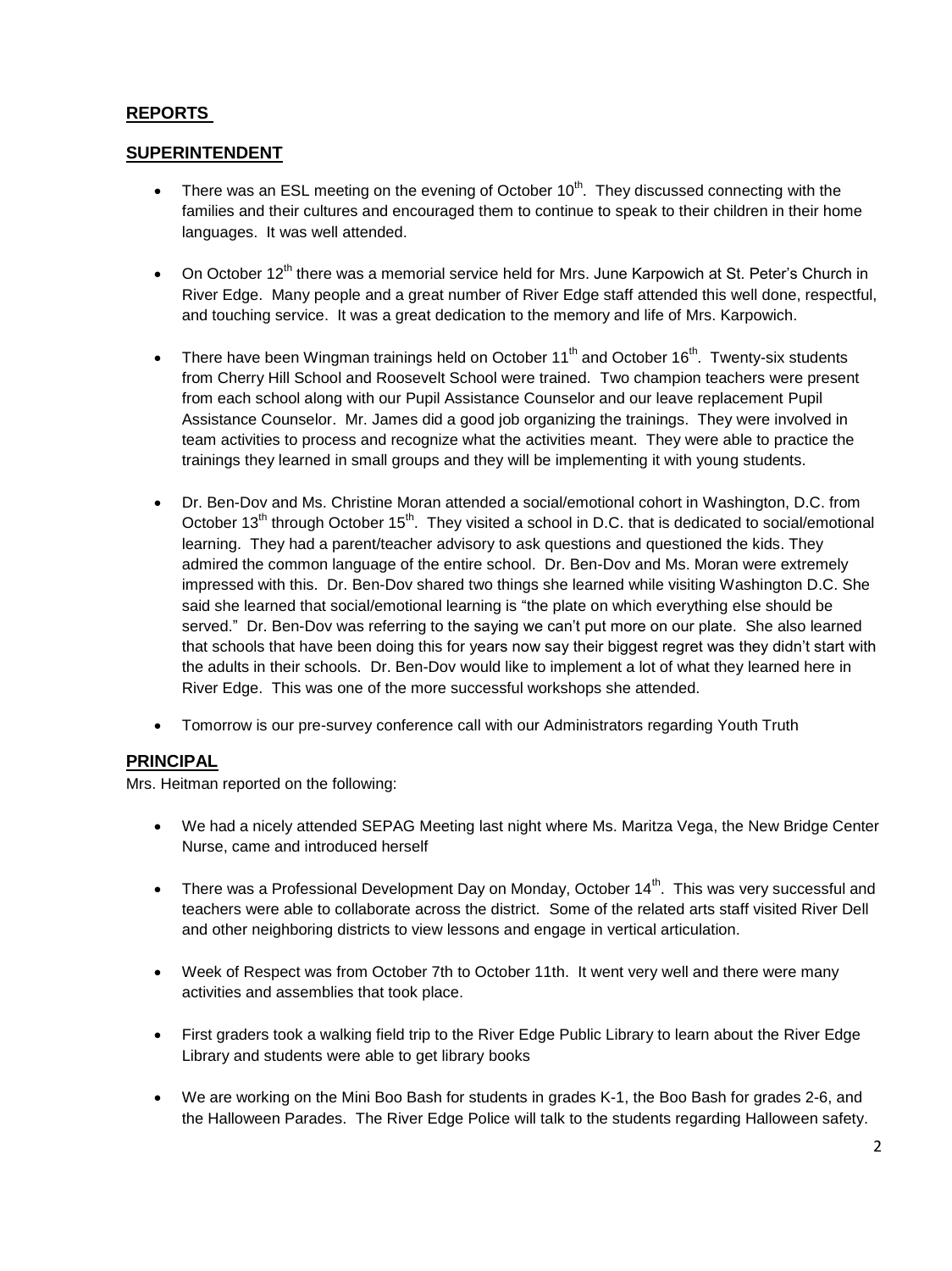## REPORTS

## SUPERINTENDENT

- There was an ESL meeting on the evening of October 10th. They discussed connecting with the families and their cultures and encouraged them to continue to speak to their children in their home languages. It was well attended.

- On October 12th there was a memorial service held for Mrs. June Karpowich at St. Peter's Church in River Edge. Many people and a great number of River Edge staff attended this well done, respectful, and touching service. It was a great dedication to the memory and life of Mrs. Karpowich.

- There have been Wingman trainings held on October 11th and October 16th. Twenty-six students from Cherry Hill School and Roosevelt School were trained. Two champion teachers were present from each school along with our Pupil Assistance Counselor and our leave replacement Pupil Assistance Counselor. Mr. James did a good job organizing the trainings. They were involved in team activities to process and recognize what the activities meant. They were able to practice the trainings they learned in small groups and they will be implementing it with young students.

- Dr. Ben-Dov and Ms. Christine Moran attended a social/emotional cohort in Washington, D.C. from October 13th through October 15th. They visited a school in D.C. that is dedicated to social/emotional learning. They had a parent/teacher advisory to ask questions and questioned the kids. They admired the common language of the entire school. Dr. Ben-Dov and Ms. Moran were extremely impressed with this. Dr. Ben-Dov shared two things she learned while visiting Washington D.C. She said she learned that social/emotional learning is "the plate on which everything else should be served." Dr. Ben-Dov was referring to the saying we can't put more on our plate. She also learned that schools that have been doing this for years now say their biggest regret was they didn't start with the adults in their schools. Dr. Ben-Dov would like to implement a lot of what they learned here in River Edge. This was one of the more successful workshops she attended.

- Tomorrow is our pre-survey conference call with our Administrators regarding Youth Truth

## PRINCIPAL

Mrs. Heitman reported on the following:

- We had a nicely attended SEPAG Meeting last night where Ms. Maritza Vega, the New Bridge Center Nurse, came and introduced herself

- There was a Professional Development Day on Monday, October 14th. This was very successful and teachers were able to collaborate across the district. Some of the related arts staff visited River Dell and other neighboring districts to view lessons and engage in vertical articulation.

- Week of Respect was from October 7th to October 11th. It went very well and there were many activities and assemblies that took place.

- First graders took a walking field trip to the River Edge Public Library to learn about the River Edge Library and students were able to get library books

- We are working on the Mini Boo Bash for students in grades K-1, the Boo Bash for grades 2-6, and the Halloween Parades. The River Edge Police will talk to the students regarding Halloween safety.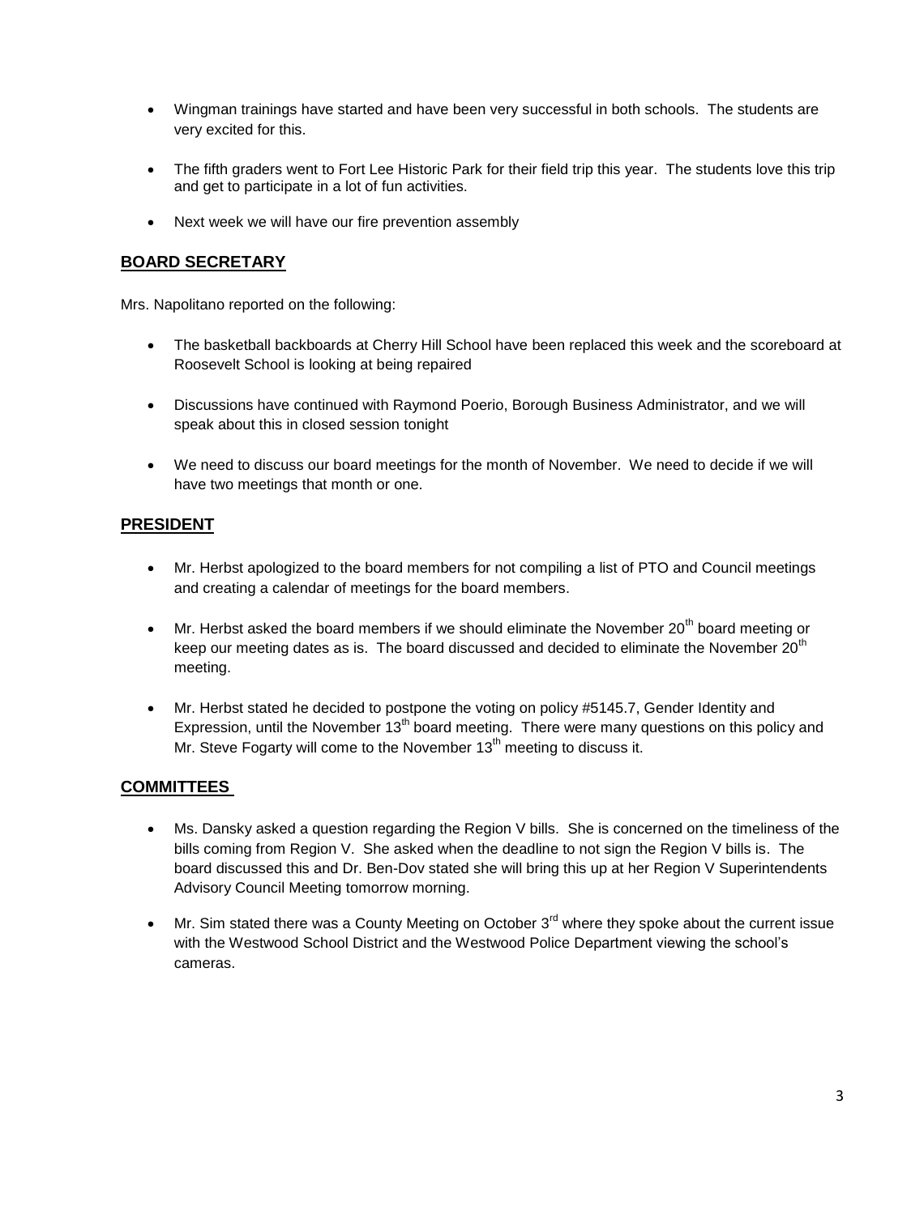- Wingman trainings have started and have been very successful in both schools. The students are very excited for this.

- The fifth graders went to Fort Lee Historic Park for their field trip this year. The students love this trip and get to participate in a lot of fun activities.

- Next week we will have our fire prevention assembly

## BOARD SECRETARY

Mrs. Napolitano reported on the following:

- The basketball backboards at Cherry Hill School have been replaced this week and the scoreboard at Roosevelt School is looking at being repaired

- Discussions have continued with Raymond Poerio, Borough Business Administrator, and we will speak about this in closed session tonight

- We need to discuss our board meetings for the month of November. We need to decide if we will have two meetings that month or one.

## PRESIDENT

- Mr. Herbst apologized to the board members for not compiling a list of PTO and Council meetings and creating a calendar of meetings for the board members.

- Mr. Herbst asked the board members if we should eliminate the November 20th board meeting or keep our meeting dates as is. The board discussed and decided to eliminate the November 20th meeting.

- Mr. Herbst stated he decided to postpone the voting on policy #5145.7, Gender Identity and Expression, until the November 13th board meeting. There were many questions on this policy and Mr. Steve Fogarty will come to the November 13th meeting to discuss it.

## COMMITTEES

- Ms. Dansky asked a question regarding the Region V bills. She is concerned on the timeliness of the bills coming from Region V. She asked when the deadline to not sign the Region V bills is. The board discussed this and Dr. Ben-Dov stated she will bring this up at her Region V Superintendents Advisory Council Meeting tomorrow morning.

- Mr. Sim stated there was a County Meeting on October 3rd where they spoke about the current issue with the Westwood School District and the Westwood Police Department viewing the school's cameras.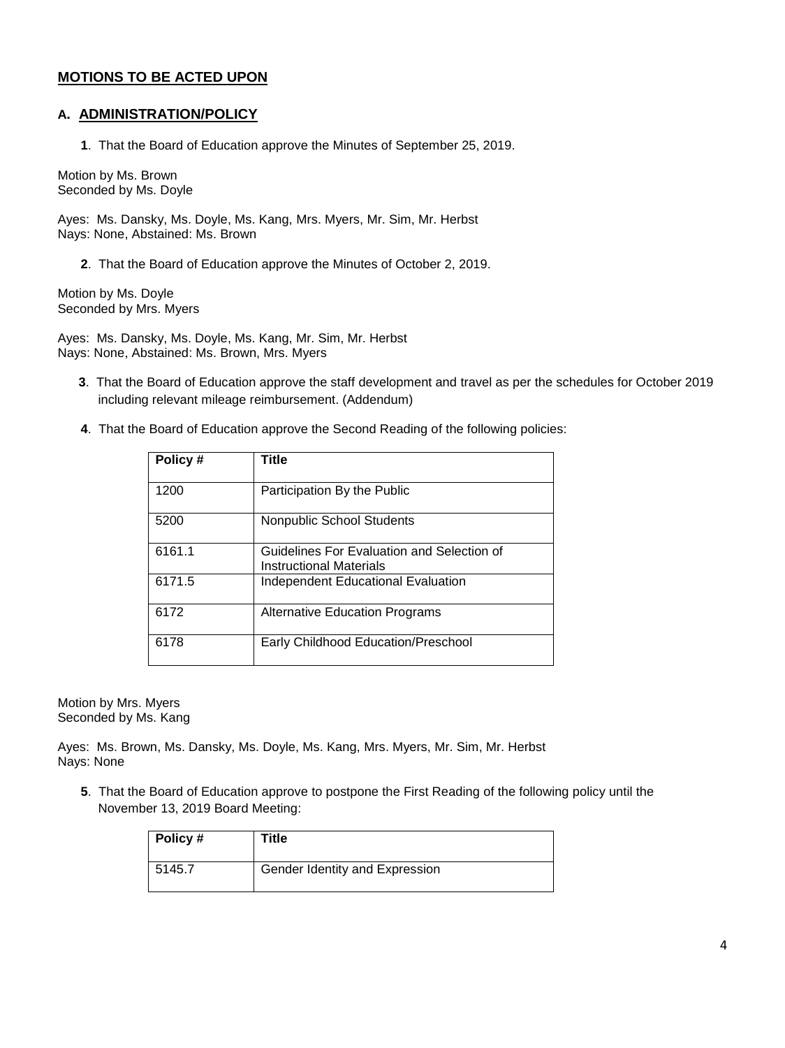## MOTIONS TO BE ACTED UPON

### A. ADMINISTRATION/POLICY

**1**. That the Board of Education approve the Minutes of September 25, 2019.

Motion by Ms. Brown
Seconded by Ms. Doyle

Ayes: Ms. Dansky, Ms. Doyle, Ms. Kang, Mrs. Myers, Mr. Sim, Mr. Herbst
Nays: None, Abstained: Ms. Brown

**2**. That the Board of Education approve the Minutes of October 2, 2019.

Motion by Ms. Doyle
Seconded by Mrs. Myers

Ayes: Ms. Dansky, Ms. Doyle, Ms. Kang, Mr. Sim, Mr. Herbst
Nays: None, Abstained: Ms. Brown, Mrs. Myers

**3**. That the Board of Education approve the staff development and travel as per the schedules for October 2019 including relevant mileage reimbursement. (Addendum)

**4**. That the Board of Education approve the Second Reading of the following policies:

| Policy # | Title |
|---|---|
| 1200 | Participation By the Public |
| 5200 | Nonpublic School Students |
| 6161.1 | Guidelines For Evaluation and Selection of Instructional Materials |
| 6171.5 | Independent Educational Evaluation |
| 6172 | Alternative Education Programs |
| 6178 | Early Childhood Education/Preschool |

Motion by Mrs. Myers
Seconded by Ms. Kang

Ayes: Ms. Brown, Ms. Dansky, Ms. Doyle, Ms. Kang, Mrs. Myers, Mr. Sim, Mr. Herbst
Nays: None

**5**. That the Board of Education approve to postpone the First Reading of the following policy until the November 13, 2019 Board Meeting:

| Policy # | Title |
|---|---|
| 5145.7 | Gender Identity and Expression |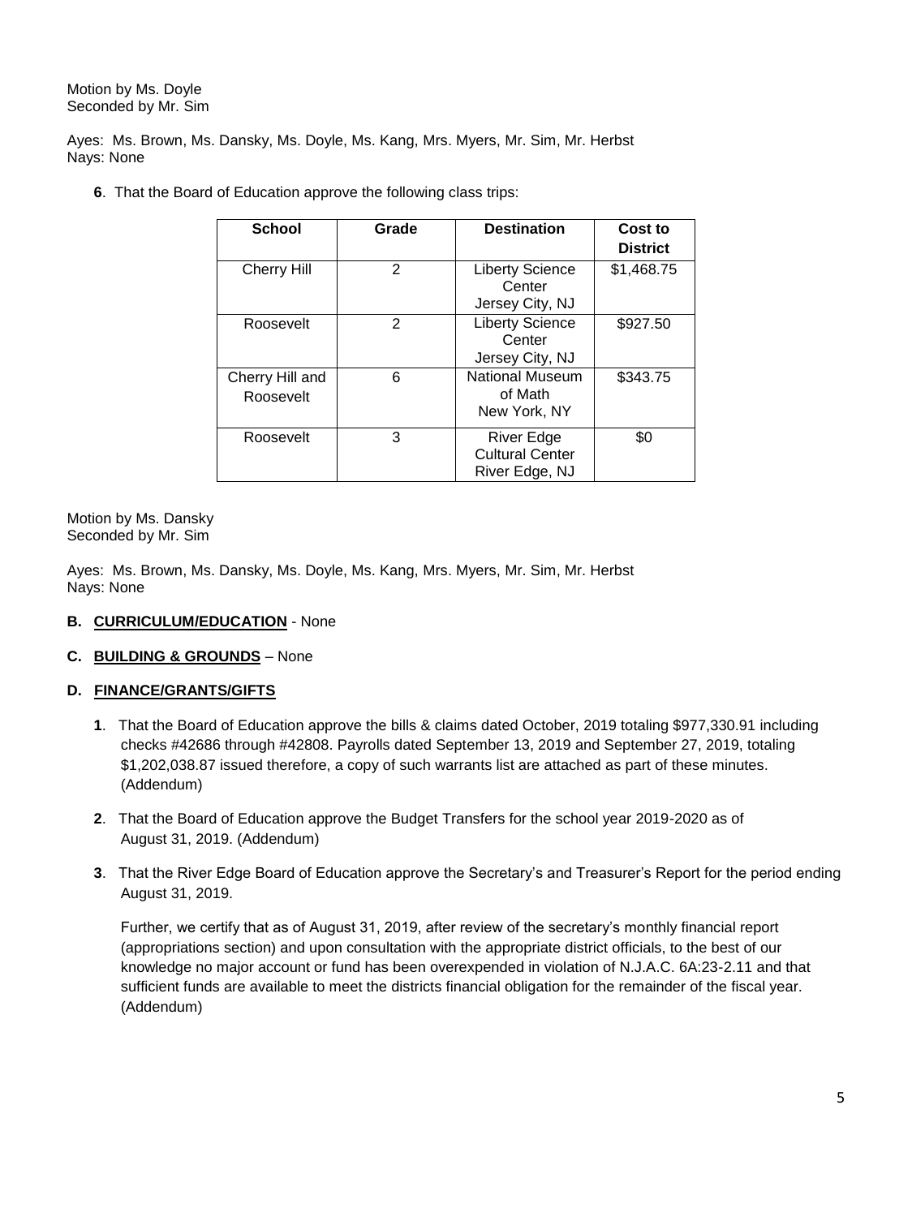Motion by Ms. Doyle
Seconded by Mr. Sim

Ayes: Ms. Brown, Ms. Dansky, Ms. Doyle, Ms. Kang, Mrs. Myers, Mr. Sim, Mr. Herbst
Nays: None

**6**. That the Board of Education approve the following class trips:

| School | Grade | Destination | Cost to District |
|---|---|---|---|
| Cherry Hill | 2 | Liberty Science Center Jersey City, NJ | $1,468.75 |
| Roosevelt | 2 | Liberty Science Center Jersey City, NJ | $927.50 |
| Cherry Hill and Roosevelt | 6 | National Museum of Math New York, NY | $343.75 |
| Roosevelt | 3 | River Edge Cultural Center River Edge, NJ | $0 |

Motion by Ms. Dansky
Seconded by Mr. Sim

Ayes: Ms. Brown, Ms. Dansky, Ms. Doyle, Ms. Kang, Mrs. Myers, Mr. Sim, Mr. Herbst
Nays: None

**B. CURRICULUM/EDUCATION** - None

**C. BUILDING & GROUNDS** – None

**D. FINANCE/GRANTS/GIFTS**

**1**. That the Board of Education approve the bills & claims dated October, 2019 totaling $977,330.91 including checks #42686 through #42808. Payrolls dated September 13, 2019 and September 27, 2019, totaling $1,202,038.87 issued therefore, a copy of such warrants list are attached as part of these minutes. (Addendum)

**2**. That the Board of Education approve the Budget Transfers for the school year 2019-2020 as of August 31, 2019. (Addendum)

**3**. That the River Edge Board of Education approve the Secretary's and Treasurer's Report for the period ending August 31, 2019.

Further, we certify that as of August 31, 2019, after review of the secretary's monthly financial report (appropriations section) and upon consultation with the appropriate district officials, to the best of our knowledge no major account or fund has been overexpended in violation of N.J.A.C. 6A:23-2.11 and that sufficient funds are available to meet the districts financial obligation for the remainder of the fiscal year. (Addendum)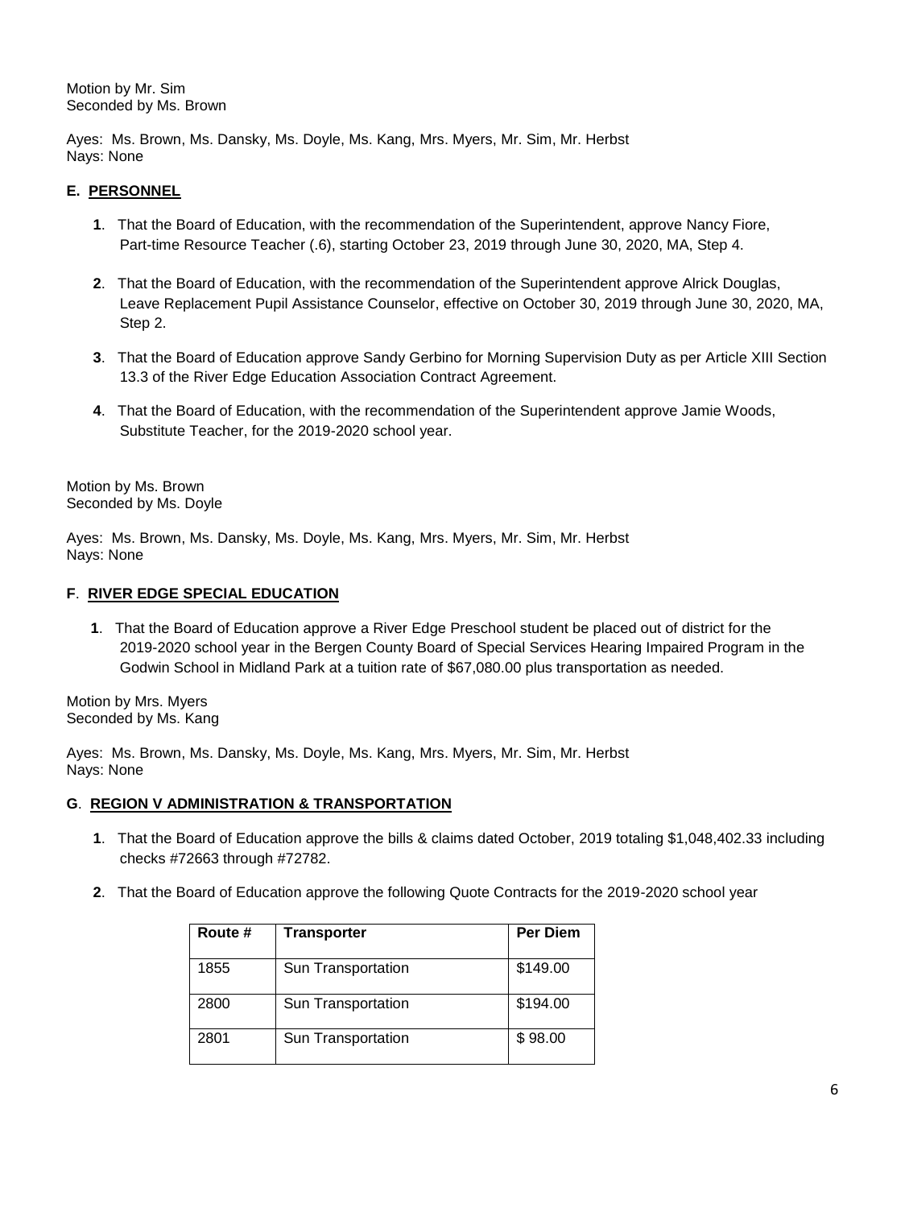Motion by Mr. Sim
Seconded by Ms. Brown

Ayes: Ms. Brown, Ms. Dansky, Ms. Doyle, Ms. Kang, Mrs. Myers, Mr. Sim, Mr. Herbst
Nays: None

**E. PERSONNEL**

**1**. That the Board of Education, with the recommendation of the Superintendent, approve Nancy Fiore, Part-time Resource Teacher (.6), starting October 23, 2019 through June 30, 2020, MA, Step 4.

**2**. That the Board of Education, with the recommendation of the Superintendent approve Alrick Douglas, Leave Replacement Pupil Assistance Counselor, effective on October 30, 2019 through June 30, 2020, MA, Step 2.

**3**. That the Board of Education approve Sandy Gerbino for Morning Supervision Duty as per Article XIII Section 13.3 of the River Edge Education Association Contract Agreement.

**4**. That the Board of Education, with the recommendation of the Superintendent approve Jamie Woods, Substitute Teacher, for the 2019-2020 school year.

Motion by Ms. Brown
Seconded by Ms. Doyle

Ayes: Ms. Brown, Ms. Dansky, Ms. Doyle, Ms. Kang, Mrs. Myers, Mr. Sim, Mr. Herbst
Nays: None

**F**. **RIVER EDGE SPECIAL EDUCATION**

**1**. That the Board of Education approve a River Edge Preschool student be placed out of district for the 2019-2020 school year in the Bergen County Board of Special Services Hearing Impaired Program in the Godwin School in Midland Park at a tuition rate of $67,080.00 plus transportation as needed.

Motion by Mrs. Myers
Seconded by Ms. Kang

Ayes: Ms. Brown, Ms. Dansky, Ms. Doyle, Ms. Kang, Mrs. Myers, Mr. Sim, Mr. Herbst
Nays: None

**G**. **REGION V ADMINISTRATION & TRANSPORTATION**

**1**. That the Board of Education approve the bills & claims dated October, 2019 totaling $1,048,402.33 including checks #72663 through #72782.

**2**. That the Board of Education approve the following Quote Contracts for the 2019-2020 school year

| Route # | Transporter | Per Diem |
|---|---|---|
| 1855 | Sun Transportation | $149.00 |
| 2800 | Sun Transportation | $194.00 |
| 2801 | Sun Transportation | $ 98.00 |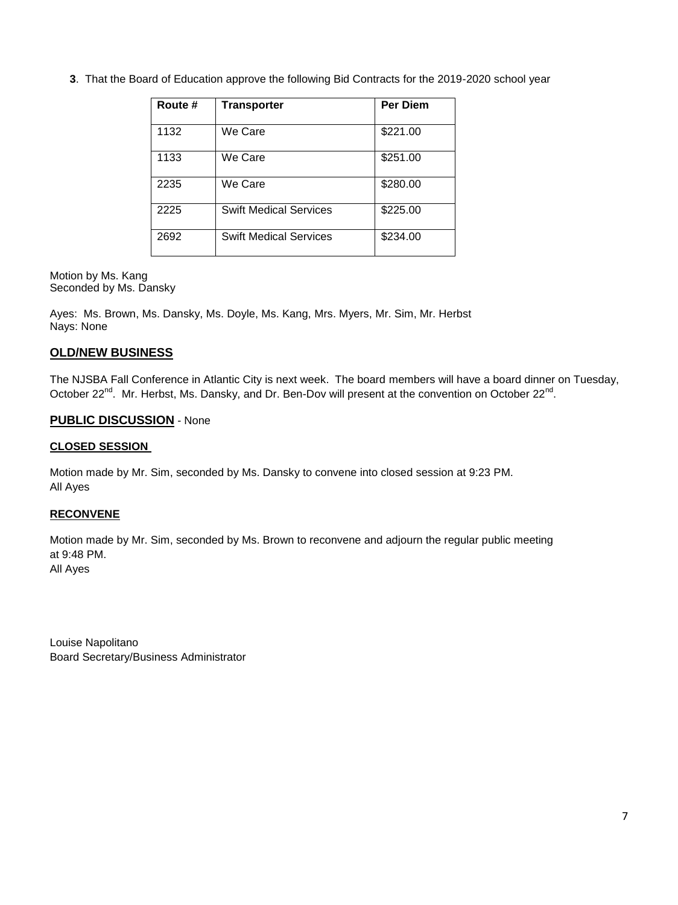**3**. That the Board of Education approve the following Bid Contracts for the 2019-2020 school year

| Route # | Transporter | Per Diem |
|---|---|---|
| 1132 | We Care | \$221.00 |
| 1133 | We Care | \$251.00 |
| 2235 | We Care | \$280.00 |
| 2225 | Swift Medical Services | \$225.00 |
| 2692 | Swift Medical Services | \$234.00 |

Motion by Ms. Kang
Seconded by Ms. Dansky

Ayes: Ms. Brown, Ms. Dansky, Ms. Doyle, Ms. Kang, Mrs. Myers, Mr. Sim, Mr. Herbst
Nays: None

## OLD/NEW BUSINESS

The NJSBA Fall Conference in Atlantic City is next week. The board members will have a board dinner on Tuesday, October 22nd. Mr. Herbst, Ms. Dansky, and Dr. Ben-Dov will present at the convention on October 22nd.

## PUBLIC DISCUSSION - None

### CLOSED SESSION

Motion made by Mr. Sim, seconded by Ms. Dansky to convene into closed session at 9:23 PM.
All Ayes

### RECONVENE

Motion made by Mr. Sim, seconded by Ms. Brown to reconvene and adjourn the regular public meeting at 9:48 PM.
All Ayes

Louise Napolitano
Board Secretary/Business Administrator